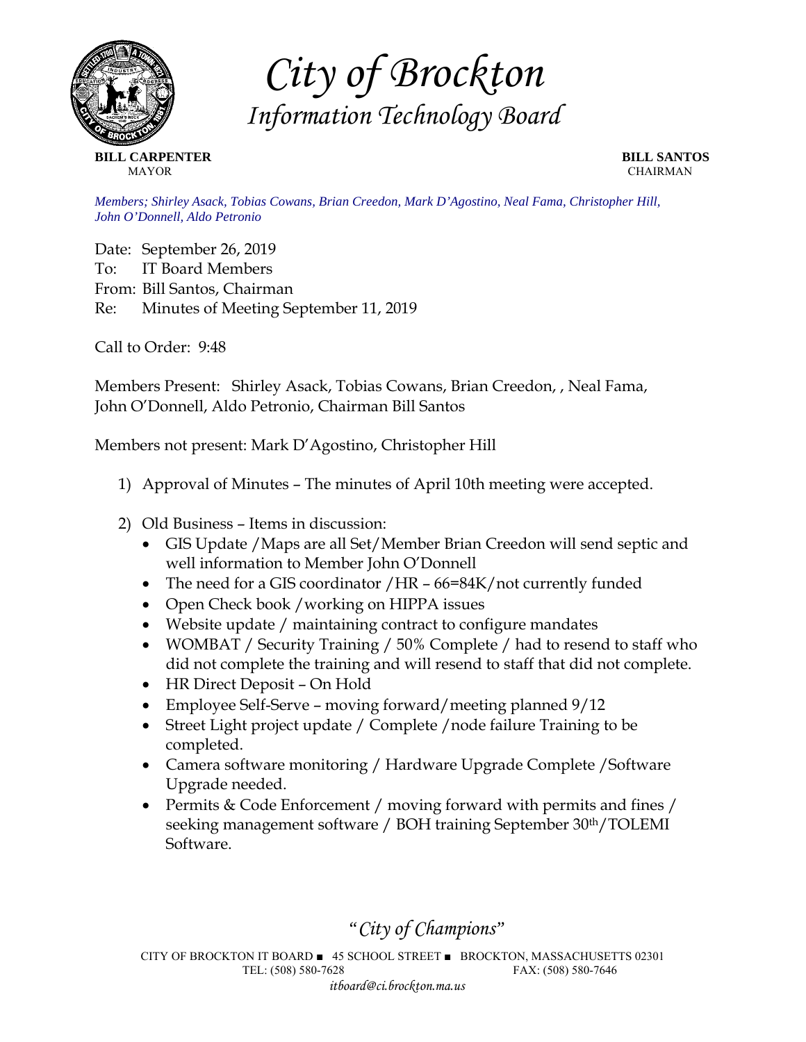# *City of Brockton*

## *Information Technology Board*

**BILL CARPENTER**
MAYOR

**BILL SANTOS**
CHAIRMAN

*Members; Shirley Asack, Tobias Cowans, Brian Creedon, Mark D'Agostino, Neal Fama, Christopher Hill, John O'Donnell, Aldo Petronio*

Date: September 26, 2019
To: IT Board Members
From: Bill Santos, Chairman
Re: Minutes of Meeting September 11, 2019

Call to Order: 9:48

Members Present: Shirley Asack, Tobias Cowans, Brian Creedon, , Neal Fama, John O'Donnell, Aldo Petronio, Chairman Bill Santos

Members not present: Mark D'Agostino, Christopher Hill

1) Approval of Minutes – The minutes of April 10th meeting were accepted.

2) Old Business – Items in discussion:
   - GIS Update /Maps are all Set/Member Brian Creedon will send septic and well information to Member John O'Donnell
   - The need for a GIS coordinator /HR – 66=84K/not currently funded
   - Open Check book /working on HIPPA issues
   - Website update / maintaining contract to configure mandates
   - WOMBAT / Security Training / 50% Complete / had to resend to staff who did not complete the training and will resend to staff that did not complete.
   - HR Direct Deposit – On Hold
   - Employee Self-Serve – moving forward/meeting planned 9/12
   - Street Light project update / Complete /node failure Training to be completed.
   - Camera software monitoring / Hardware Upgrade Complete /Software Upgrade needed.
   - Permits & Code Enforcement / moving forward with permits and fines / seeking management software / BOH training September 30th/TOLEMI Software.

*"City of Champions"*

CITY OF BROCKTON IT BOARD ■ 45 SCHOOL STREET ■ BROCKTON, MASSACHUSETTS 02301
TEL: (508) 580-7628 FAX: (508) 580-7646
*itboard@ci.brockton.ma.us*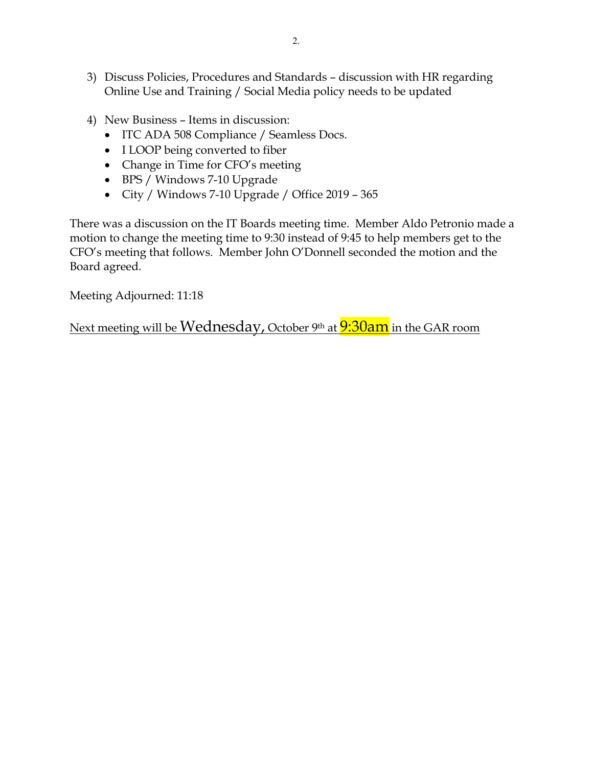3) Discuss Policies, Procedures and Standards – discussion with HR regarding Online Use and Training / Social Media policy needs to be updated

4) New Business – Items in discussion:
   - ITC ADA 508 Compliance / Seamless Docs.
   - I LOOP being converted to fiber
   - Change in Time for CFO's meeting
   - BPS / Windows 7-10 Upgrade
   - City / Windows 7-10 Upgrade / Office 2019 – 365

There was a discussion on the IT Boards meeting time. Member Aldo Petronio made a motion to change the meeting time to 9:30 instead of 9:45 to help members get to the CFO's meeting that follows. Member John O'Donnell seconded the motion and the Board agreed.

Meeting Adjourned: 11:18

<u>Next meeting will be Wednesday, October 9th at 9:30am in the GAR room</u>